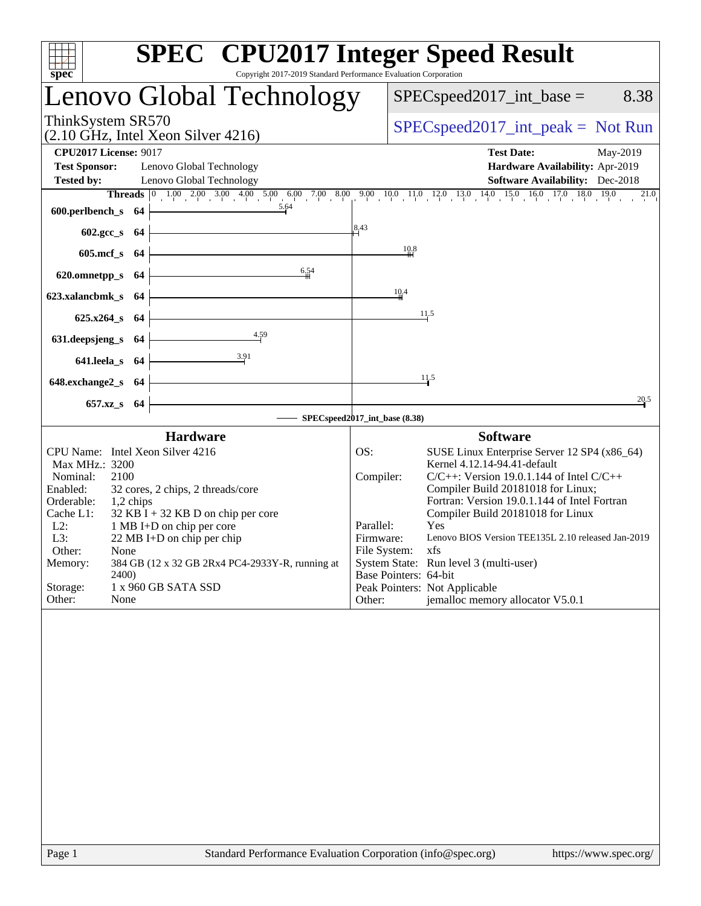# SPEC CPU2017 Integer Speed Result

Copyright 2017-2019 Standard Performance Evaluation Corporation

## Lenovo Global Technology

ThinkSystem SR570
(2.10 GHz, Intel Xeon Silver 4216)

SPECspeed2017_int_base = 8.38

SPECspeed2017_int_peak = Not Run

**CPU2017 License:** 9017
**Test Sponsor:** Lenovo Global Technology
**Tested by:** Lenovo Global Technology

**Test Date:** May-2019
**Hardware Availability:** Apr-2019
**Software Availability:** Dec-2018

| Benchmark | Threads | Base |
|---|---|---|
| 600.perlbench_s | 64 | 5.64 |
| 602.gcc_s | 64 | 8.43 |
| 605.mcf_s | 64 | 10.8 |
| 620.omnetpp_s | 64 | 6.54 |
| 623.xalancbmk_s | 64 | 10.4 |
| 625.x264_s | 64 | 11.5 |
| 631.deepsjeng_s | 64 | 4.59 |
| 641.leela_s | 64 | 3.91 |
| 648.exchange2_s | 64 | 11.5 |
| 657.xz_s | 64 | 20.5 |

SPECspeed2017_int_base (8.38)

### Hardware

CPU Name: Intel Xeon Silver 4216
Max MHz.: 3200
Nominal: 2100
Enabled: 32 cores, 2 chips, 2 threads/core
Orderable: 1,2 chips
Cache L1: 32 KB I + 32 KB D on chip per core
L2: 1 MB I+D on chip per core
L3: 22 MB I+D on chip per chip
Other: None
Memory: 384 GB (12 x 32 GB 2Rx4 PC4-2933Y-R, running at 2400)
Storage: 1 x 960 GB SATA SSD
Other: None

### Software

OS: SUSE Linux Enterprise Server 12 SP4 (x86_64) Kernel 4.12.14-94.41-default
Compiler: C/C++: Version 19.0.1.144 of Intel C/C++ Compiler Build 20181018 for Linux; Fortran: Version 19.0.1.144 of Intel Fortran Compiler Build 20181018 for Linux
Parallel: Yes
Firmware: Lenovo BIOS Version TEE135L 2.10 released Jan-2019
File System: xfs
System State: Run level 3 (multi-user)
Base Pointers: 64-bit
Peak Pointers: Not Applicable
Other: jemalloc memory allocator V5.0.1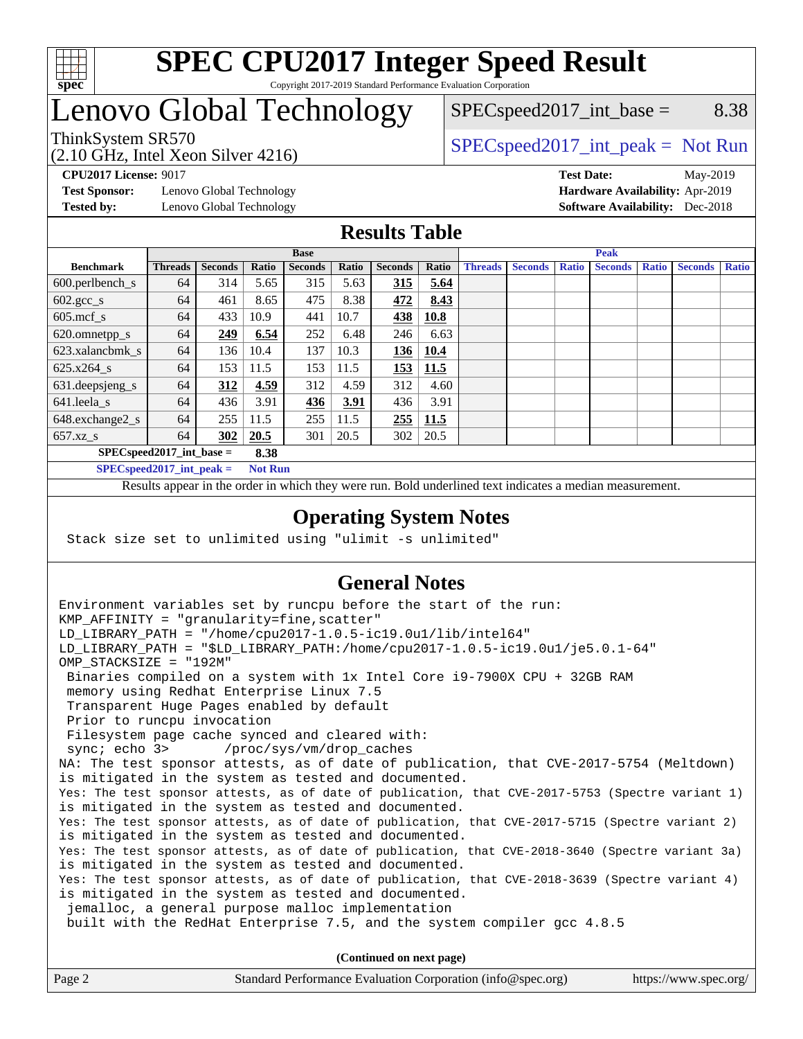# SPEC CPU2017 Integer Speed Result

Copyright 2017-2019 Standard Performance Evaluation Corporation

# Lenovo Global Technology

ThinkSystem SR570
(2.10 GHz, Intel Xeon Silver 4216)

SPECspeed2017_int_base = 8.38

SPECspeed2017_int_peak = Not Run

**CPU2017 License:** 9017
**Test Sponsor:** Lenovo Global Technology
**Tested by:** Lenovo Global Technology

**Test Date:** May-2019
**Hardware Availability:** Apr-2019
**Software Availability:** Dec-2018

## Results Table

| | Base | | | | | | | Peak | | | | | | |
|---|---|---|---|---|---|---|---|---|---|---|---|---|---|---|
| **Benchmark** | **Threads** | **Seconds** | **Ratio** | **Seconds** | **Ratio** | **Seconds** | **Ratio** | **Threads** | **Seconds** | **Ratio** | **Seconds** | **Ratio** | **Seconds** | **Ratio** |
| 600.perlbench_s | 64 | 314 | 5.65 | 315 | 5.63 | **315** | **5.64** | | | | | | | |
| 602.gcc_s | 64 | 461 | 8.65 | 475 | 8.38 | **472** | **8.43** | | | | | | | |
| 605.mcf_s | 64 | 433 | 10.9 | 441 | 10.7 | **438** | **10.8** | | | | | | | |
| 620.omnetpp_s | 64 | **249** | **6.54** | 252 | 6.48 | 246 | 6.63 | | | | | | | |
| 623.xalancbmk_s | 64 | 136 | 10.4 | 137 | 10.3 | **136** | **10.4** | | | | | | | |
| 625.x264_s | 64 | 153 | 11.5 | 153 | 11.5 | **153** | **11.5** | | | | | | | |
| 631.deepsjeng_s | 64 | **312** | **4.59** | 312 | 4.59 | 312 | 4.60 | | | | | | | |
| 641.leela_s | 64 | 436 | 3.91 | **436** | **3.91** | 436 | 3.91 | | | | | | | |
| 648.exchange2_s | 64 | 255 | 11.5 | 255 | 11.5 | **255** | **11.5** | | | | | | | |
| 657.xz_s | 64 | **302** | **20.5** | 301 | 20.5 | 302 | 20.5 | | | | | | | |

**SPECspeed2017_int_base = 8.38**

**SPECspeed2017_int_peak = Not Run**

Results appear in the order in which they were run. Bold underlined text indicates a median measurement.

## Operating System Notes

```
Stack size set to unlimited using "ulimit -s unlimited"
```

## General Notes

```
Environment variables set by runcpu before the start of the run:
KMP_AFFINITY = "granularity=fine,scatter"
LD_LIBRARY_PATH = "/home/cpu2017-1.0.5-ic19.0u1/lib/intel64"
LD_LIBRARY_PATH = "$LD_LIBRARY_PATH:/home/cpu2017-1.0.5-ic19.0u1/je5.0.1-64"
OMP_STACKSIZE = "192M"
 Binaries compiled on a system with 1x Intel Core i9-7900X CPU + 32GB RAM
 memory using Redhat Enterprise Linux 7.5
 Transparent Huge Pages enabled by default
 Prior to runcpu invocation
 Filesystem page cache synced and cleared with:
 sync; echo 3>       /proc/sys/vm/drop_caches
NA: The test sponsor attests, as of date of publication, that CVE-2017-5754 (Meltdown)
is mitigated in the system as tested and documented.
Yes: The test sponsor attests, as of date of publication, that CVE-2017-5753 (Spectre variant 1)
is mitigated in the system as tested and documented.
Yes: The test sponsor attests, as of date of publication, that CVE-2017-5715 (Spectre variant 2)
is mitigated in the system as tested and documented.
Yes: The test sponsor attests, as of date of publication, that CVE-2018-3640 (Spectre variant 3a)
is mitigated in the system as tested and documented.
Yes: The test sponsor attests, as of date of publication, that CVE-2018-3639 (Spectre variant 4)
is mitigated in the system as tested and documented.
 jemalloc, a general purpose malloc implementation
 built with the RedHat Enterprise 7.5, and the system compiler gcc 4.8.5
```

**(Continued on next page)**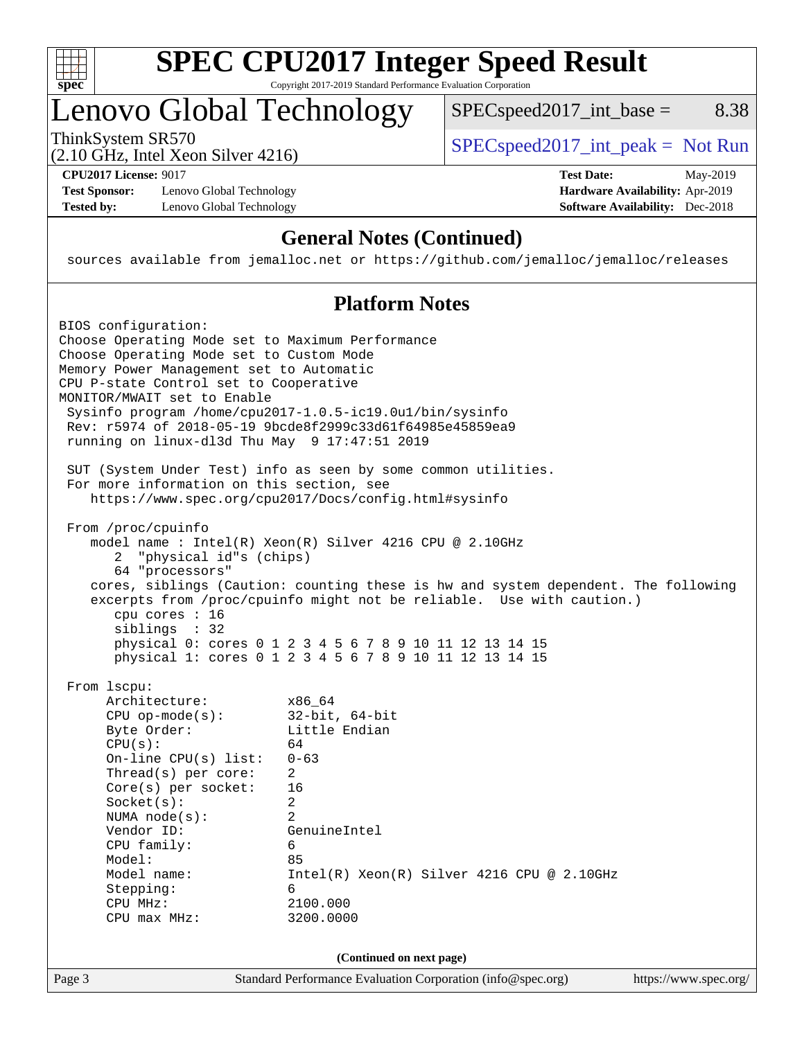## General Notes (Continued)

```
sources available from jemalloc.net or https://github.com/jemalloc/jemalloc/releases
```

## Platform Notes

```
BIOS configuration:
Choose Operating Mode set to Maximum Performance
Choose Operating Mode set to Custom Mode
Memory Power Management set to Automatic
CPU P-state Control set to Cooperative
MONITOR/MWAIT set to Enable
 Sysinfo program /home/cpu2017-1.0.5-ic19.0u1/bin/sysinfo
 Rev: r5974 of 2018-05-19 9bcde8f2999c33d61f64985e45859ea9
 running on linux-dl3d Thu May  9 17:47:51 2019

 SUT (System Under Test) info as seen by some common utilities.
 For more information on this section, see
    https://www.spec.org/cpu2017/Docs/config.html#sysinfo

 From /proc/cpuinfo
    model name : Intel(R) Xeon(R) Silver 4216 CPU @ 2.10GHz
       2  "physical id"s (chips)
       64 "processors"
    cores, siblings (Caution: counting these is hw and system dependent. The following
    excerpts from /proc/cpuinfo might not be reliable.  Use with caution.)
       cpu cores : 16
       siblings  : 32
       physical 0: cores 0 1 2 3 4 5 6 7 8 9 10 11 12 13 14 15
       physical 1: cores 0 1 2 3 4 5 6 7 8 9 10 11 12 13 14 15

 From lscpu:
      Architecture:          x86_64
      CPU op-mode(s):        32-bit, 64-bit
      Byte Order:            Little Endian
      CPU(s):                64
      On-line CPU(s) list:   0-63
      Thread(s) per core:    2
      Core(s) per socket:    16
      Socket(s):             2
      NUMA node(s):          2
      Vendor ID:             GenuineIntel
      CPU family:            6
      Model:                 85
      Model name:            Intel(R) Xeon(R) Silver 4216 CPU @ 2.10GHz
      Stepping:              6
      CPU MHz:               2100.000
      CPU max MHz:           3200.0000
```

(Continued on next page)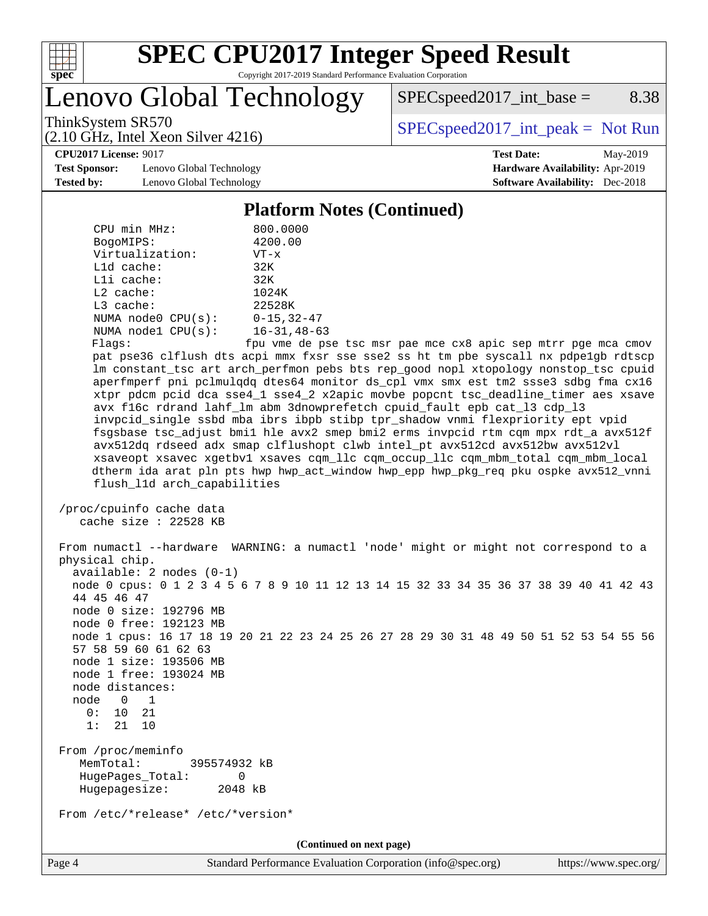## Platform Notes (Continued)

```
     CPU min MHz:           800.0000
     BogoMIPS:              4200.00
     Virtualization:        VT-x
     L1d cache:             32K
     L1i cache:             32K
     L2 cache:              1024K
     L3 cache:              22528K
     NUMA node0 CPU(s):     0-15,32-47
     NUMA node1 CPU(s):     16-31,48-63
     Flags:                 fpu vme de pse tsc msr pae mce cx8 apic sep mtrr pge mca cmov
     pat pse36 clflush dts acpi mmx fxsr sse sse2 ss ht tm pbe syscall nx pdpe1gb rdtscp
     lm constant_tsc art arch_perfmon pebs bts rep_good nopl xtopology nonstop_tsc cpuid
     aperfmperf pni pclmulqdq dtes64 monitor ds_cpl vmx smx est tm2 ssse3 sdbg fma cx16
     xtpr pdcm pcid dca sse4_1 sse4_2 x2apic movbe popcnt tsc_deadline_timer aes xsave
     avx f16c rdrand lahf_lm abm 3dnowprefetch cpuid_fault epb cat_l3 cdp_l3
     invpcid_single ssbd mba ibrs ibpb stibp tpr_shadow vnmi flexpriority ept vpid
     fsgsbase tsc_adjust bmi1 hle avx2 smep bmi2 erms invpcid rtm cqm mpx rdt_a avx512f
     avx512dq rdseed adx smap clflushopt clwb intel_pt avx512cd avx512bw avx512vl
     xsaveopt xsavec xgetbv1 xsaves cqm_llc cqm_occup_llc cqm_mbm_total cqm_mbm_local
     dtherm ida arat pln pts hwp hwp_act_window hwp_epp hwp_pkg_req pku ospke avx512_vnni
     flush_l1d arch_capabilities

 /proc/cpuinfo cache data
    cache size : 22528 KB

 From numactl --hardware  WARNING: a numactl 'node' might or might not correspond to a
 physical chip.
   available: 2 nodes (0-1)
   node 0 cpus: 0 1 2 3 4 5 6 7 8 9 10 11 12 13 14 15 32 33 34 35 36 37 38 39 40 41 42 43
   44 45 46 47
   node 0 size: 192796 MB
   node 0 free: 192123 MB
   node 1 cpus: 16 17 18 19 20 21 22 23 24 25 26 27 28 29 30 31 48 49 50 51 52 53 54 55 56
   57 58 59 60 61 62 63
   node 1 size: 193506 MB
   node 1 free: 193024 MB
   node distances:
   node   0   1
     0:  10  21
     1:  21  10

 From /proc/meminfo
    MemTotal:       395574932 kB
    HugePages_Total:       0
    Hugepagesize:       2048 kB

 From /etc/*release* /etc/*version*
```

(Continued on next page)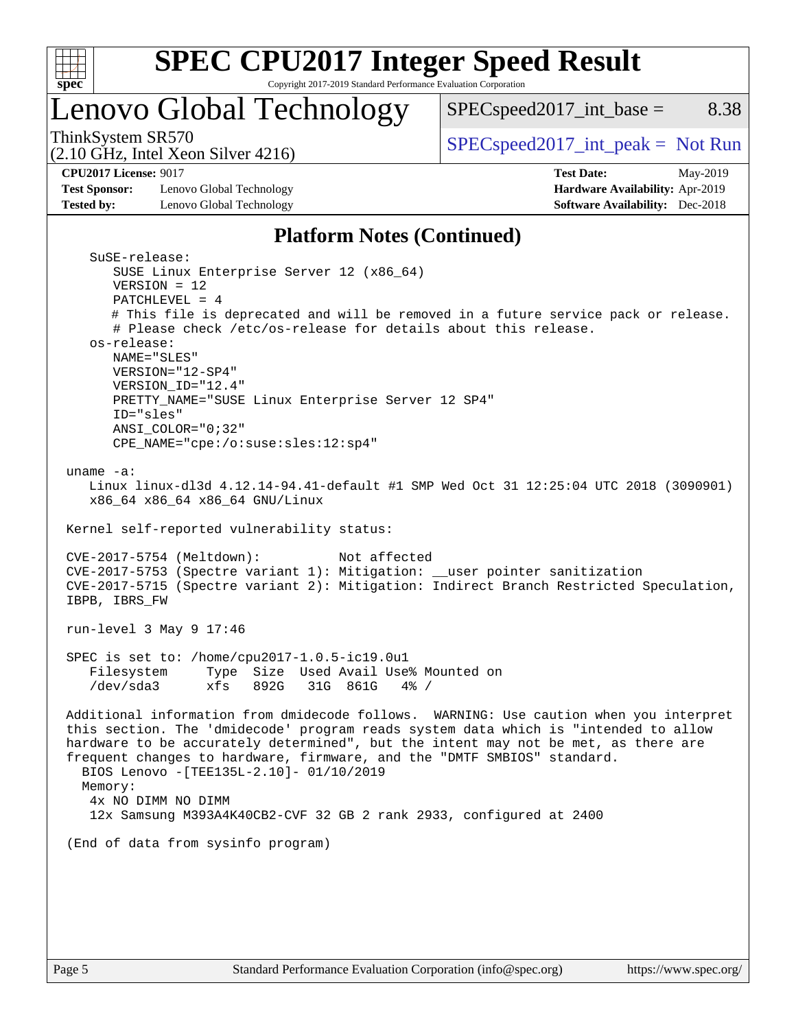## Platform Notes (Continued)

```
  SuSE-release:
     SUSE Linux Enterprise Server 12 (x86_64)
     VERSION = 12
     PATCHLEVEL = 4
     # This file is deprecated and will be removed in a future service pack or release.
     # Please check /etc/os-release for details about this release.
  os-release:
     NAME="SLES"
     VERSION="12-SP4"
     VERSION_ID="12.4"
     PRETTY_NAME="SUSE Linux Enterprise Server 12 SP4"
     ID="sles"
     ANSI_COLOR="0;32"
     CPE_NAME="cpe:/o:suse:sles:12:sp4"

uname -a:
  Linux linux-dl3d 4.12.14-94.41-default #1 SMP Wed Oct 31 12:25:04 UTC 2018 (3090901)
  x86_64 x86_64 x86_64 GNU/Linux

Kernel self-reported vulnerability status:

CVE-2017-5754 (Meltdown):          Not affected
CVE-2017-5753 (Spectre variant 1): Mitigation: __user pointer sanitization
CVE-2017-5715 (Spectre variant 2): Mitigation: Indirect Branch Restricted Speculation,
IBPB, IBRS_FW

run-level 3 May 9 17:46

SPEC is set to: /home/cpu2017-1.0.5-ic19.0u1
  Filesystem     Type  Size  Used Avail Use% Mounted on
  /dev/sda3      xfs   892G   31G  861G   4% /

Additional information from dmidecode follows.  WARNING: Use caution when you interpret
this section. The 'dmidecode' program reads system data which is "intended to allow
hardware to be accurately determined", but the intent may not be met, as there are
frequent changes to hardware, firmware, and the "DMTF SMBIOS" standard.
 BIOS Lenovo -[TEE135L-2.10]- 01/10/2019
 Memory:
  4x NO DIMM NO DIMM
  12x Samsung M393A4K40CB2-CVF 32 GB 2 rank 2933, configured at 2400

(End of data from sysinfo program)
```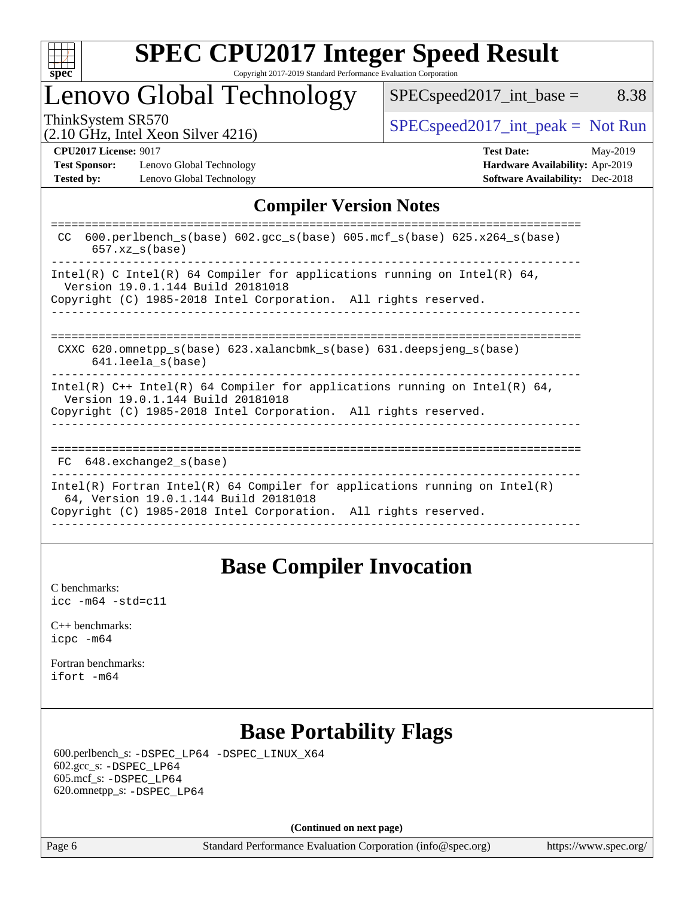# SPEC CPU2017 Integer Speed Result

Copyright 2017-2019 Standard Performance Evaluation Corporation

## Lenovo Global Technology

ThinkSystem SR570
(2.10 GHz, Intel Xeon Silver 4216)

SPECspeed2017_int_base = 8.38

SPECspeed2017_int_peak = Not Run

**CPU2017 License:** 9017
**Test Sponsor:** Lenovo Global Technology
**Tested by:** Lenovo Global Technology

**Test Date:** May-2019
**Hardware Availability:** Apr-2019
**Software Availability:** Dec-2018

## Compiler Version Notes

```
==============================================================================
 CC  600.perlbench_s(base) 602.gcc_s(base) 605.mcf_s(base) 625.x264_s(base)
      657.xz_s(base)
------------------------------------------------------------------------------
Intel(R) C Intel(R) 64 Compiler for applications running on Intel(R) 64,
  Version 19.0.1.144 Build 20181018
Copyright (C) 1985-2018 Intel Corporation.  All rights reserved.
------------------------------------------------------------------------------

==============================================================================
 CXXC 620.omnetpp_s(base) 623.xalancbmk_s(base) 631.deepsjeng_s(base)
      641.leela_s(base)
------------------------------------------------------------------------------
Intel(R) C++ Intel(R) 64 Compiler for applications running on Intel(R) 64,
  Version 19.0.1.144 Build 20181018
Copyright (C) 1985-2018 Intel Corporation.  All rights reserved.
------------------------------------------------------------------------------

==============================================================================
 FC  648.exchange2_s(base)
------------------------------------------------------------------------------
Intel(R) Fortran Intel(R) 64 Compiler for applications running on Intel(R)
  64, Version 19.0.1.144 Build 20181018
Copyright (C) 1985-2018 Intel Corporation.  All rights reserved.
------------------------------------------------------------------------------
```

## Base Compiler Invocation

C benchmarks:
`icc -m64 -std=c11`

C++ benchmarks:
`icpc -m64`

Fortran benchmarks:
`ifort -m64`

## Base Portability Flags

600.perlbench_s: `-DSPEC_LP64 -DSPEC_LINUX_X64`
602.gcc_s: `-DSPEC_LP64`
605.mcf_s: `-DSPEC_LP64`
620.omnetpp_s: `-DSPEC_LP64`

**(Continued on next page)**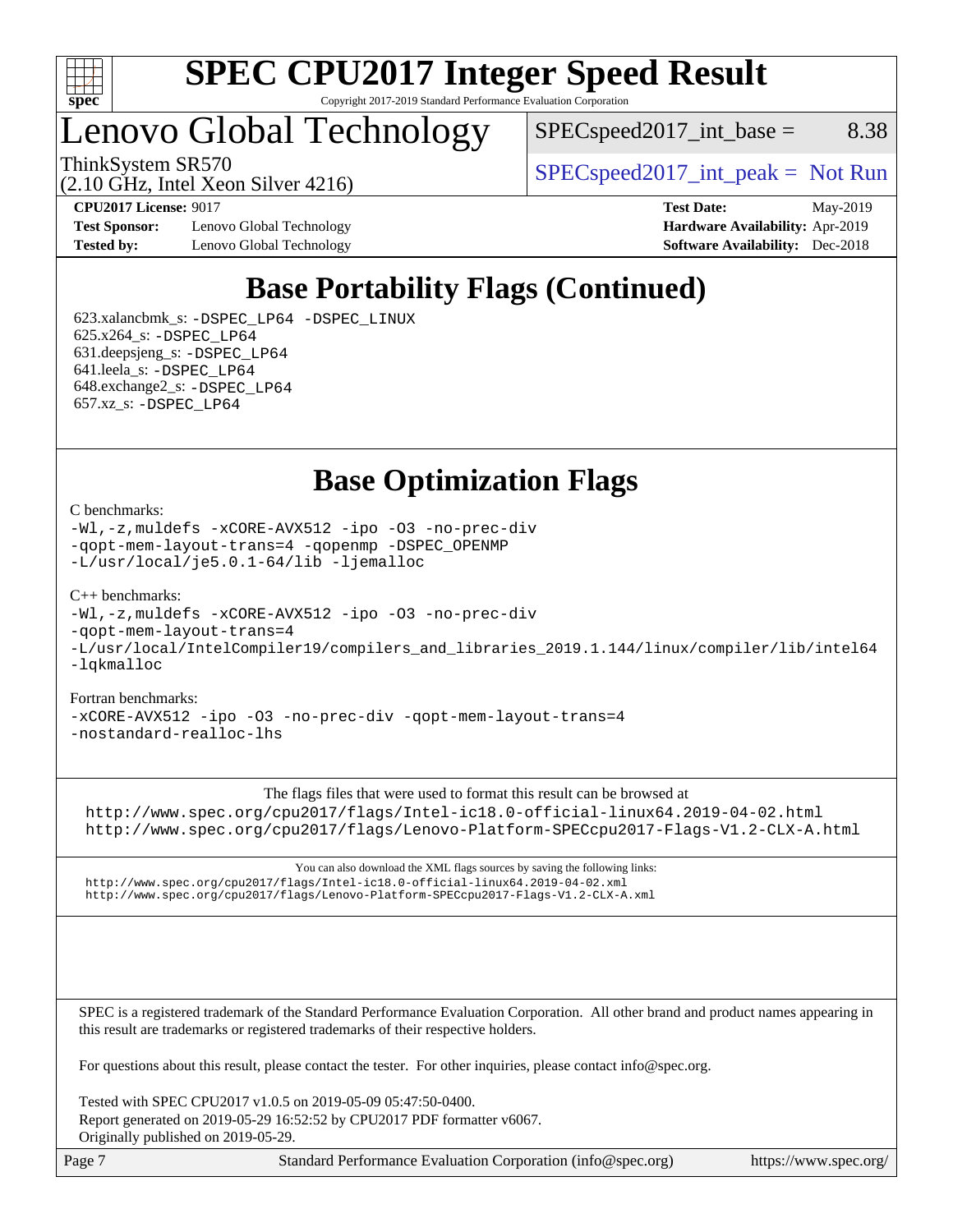# SPEC CPU2017 Integer Speed Result

Copyright 2017-2019 Standard Performance Evaluation Corporation

# Lenovo Global Technology

ThinkSystem SR570
(2.10 GHz, Intel Xeon Silver 4216)

SPECspeed2017_int_base = 8.38

SPECspeed2017_int_peak = Not Run

**CPU2017 License:** 9017
**Test Sponsor:** Lenovo Global Technology
**Tested by:** Lenovo Global Technology

**Test Date:** May-2019
**Hardware Availability:** Apr-2019
**Software Availability:** Dec-2018

## Base Portability Flags (Continued)

623.xalancbmk_s: -DSPEC_LP64 -DSPEC_LINUX
625.x264_s: -DSPEC_LP64
631.deepsjeng_s: -DSPEC_LP64
641.leela_s: -DSPEC_LP64
648.exchange2_s: -DSPEC_LP64
657.xz_s: -DSPEC_LP64

## Base Optimization Flags

C benchmarks:

```
-Wl,-z,muldefs -xCORE-AVX512 -ipo -O3 -no-prec-div
-qopt-mem-layout-trans=4 -qopenmp -DSPEC_OPENMP
-L/usr/local/je5.0.1-64/lib -ljemalloc
```

C++ benchmarks:

```
-Wl,-z,muldefs -xCORE-AVX512 -ipo -O3 -no-prec-div
-qopt-mem-layout-trans=4
-L/usr/local/IntelCompiler19/compilers_and_libraries_2019.1.144/linux/compiler/lib/intel64
-lqkmalloc
```

Fortran benchmarks:

```
-xCORE-AVX512 -ipo -O3 -no-prec-div -qopt-mem-layout-trans=4
-nostandard-realloc-lhs
```

The flags files that were used to format this result can be browsed at
http://www.spec.org/cpu2017/flags/Intel-ic18.0-official-linux64.2019-04-02.html
http://www.spec.org/cpu2017/flags/Lenovo-Platform-SPECcpu2017-Flags-V1.2-CLX-A.html

You can also download the XML flags sources by saving the following links:
http://www.spec.org/cpu2017/flags/Intel-ic18.0-official-linux64.2019-04-02.xml
http://www.spec.org/cpu2017/flags/Lenovo-Platform-SPECcpu2017-Flags-V1.2-CLX-A.xml

SPEC is a registered trademark of the Standard Performance Evaluation Corporation. All other brand and product names appearing in this result are trademarks or registered trademarks of their respective holders.

For questions about this result, please contact the tester. For other inquiries, please contact info@spec.org.

Tested with SPEC CPU2017 v1.0.5 on 2019-05-09 05:47:50-0400.
Report generated on 2019-05-29 16:52:52 by CPU2017 PDF formatter v6067.
Originally published on 2019-05-29.